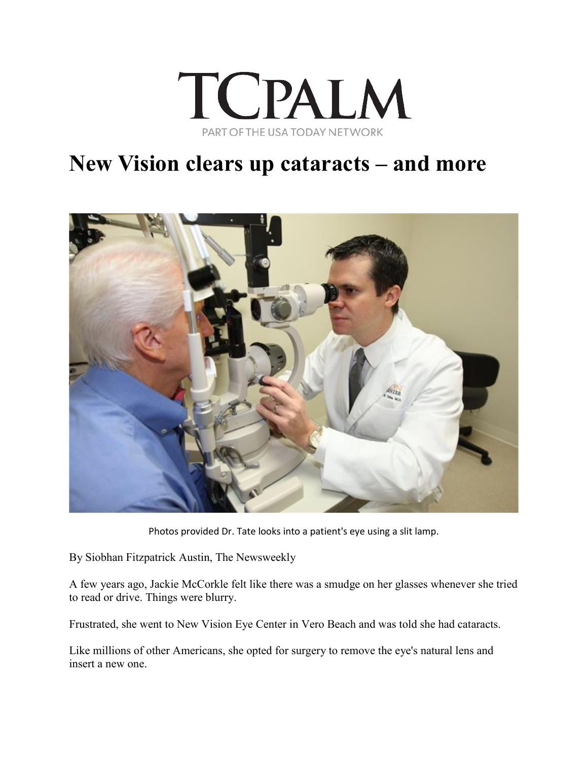TCPALM

PART OF THE USA TODAY NETWORK

# New Vision clears up cataracts – and more

Photos provided Dr. Tate looks into a patient's eye using a slit lamp.

By Siobhan Fitzpatrick Austin, The Newsweekly

A few years ago, Jackie McCorkle felt like there was a smudge on her glasses whenever she tried to read or drive. Things were blurry.

Frustrated, she went to New Vision Eye Center in Vero Beach and was told she had cataracts.

Like millions of other Americans, she opted for surgery to remove the eye's natural lens and insert a new one.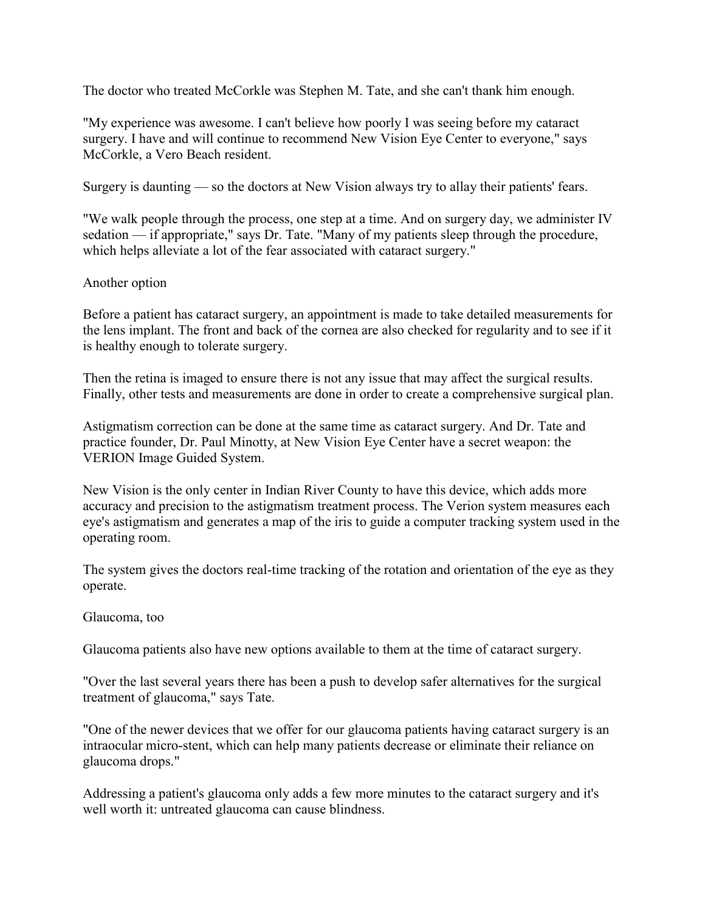The doctor who treated McCorkle was Stephen M. Tate, and she can't thank him enough.

"My experience was awesome. I can't believe how poorly I was seeing before my cataract surgery. I have and will continue to recommend New Vision Eye Center to everyone," says McCorkle, a Vero Beach resident.

Surgery is daunting — so the doctors at New Vision always try to allay their patients' fears.

"We walk people through the process, one step at a time. And on surgery day, we administer IV sedation — if appropriate," says Dr. Tate. "Many of my patients sleep through the procedure, which helps alleviate a lot of the fear associated with cataract surgery."

## Another option

Before a patient has cataract surgery, an appointment is made to take detailed measurements for the lens implant. The front and back of the cornea are also checked for regularity and to see if it is healthy enough to tolerate surgery.

Then the retina is imaged to ensure there is not any issue that may affect the surgical results. Finally, other tests and measurements are done in order to create a comprehensive surgical plan.

Astigmatism correction can be done at the same time as cataract surgery. And Dr. Tate and practice founder, Dr. Paul Minotty, at New Vision Eye Center have a secret weapon: the VERION Image Guided System.

New Vision is the only center in Indian River County to have this device, which adds more accuracy and precision to the astigmatism treatment process. The Verion system measures each eye's astigmatism and generates a map of the iris to guide a computer tracking system used in the operating room.

The system gives the doctors real-time tracking of the rotation and orientation of the eye as they operate.

## Glaucoma, too

Glaucoma patients also have new options available to them at the time of cataract surgery.

"Over the last several years there has been a push to develop safer alternatives for the surgical treatment of glaucoma," says Tate.

"One of the newer devices that we offer for our glaucoma patients having cataract surgery is an intraocular micro-stent, which can help many patients decrease or eliminate their reliance on glaucoma drops."

Addressing a patient's glaucoma only adds a few more minutes to the cataract surgery and it's well worth it: untreated glaucoma can cause blindness.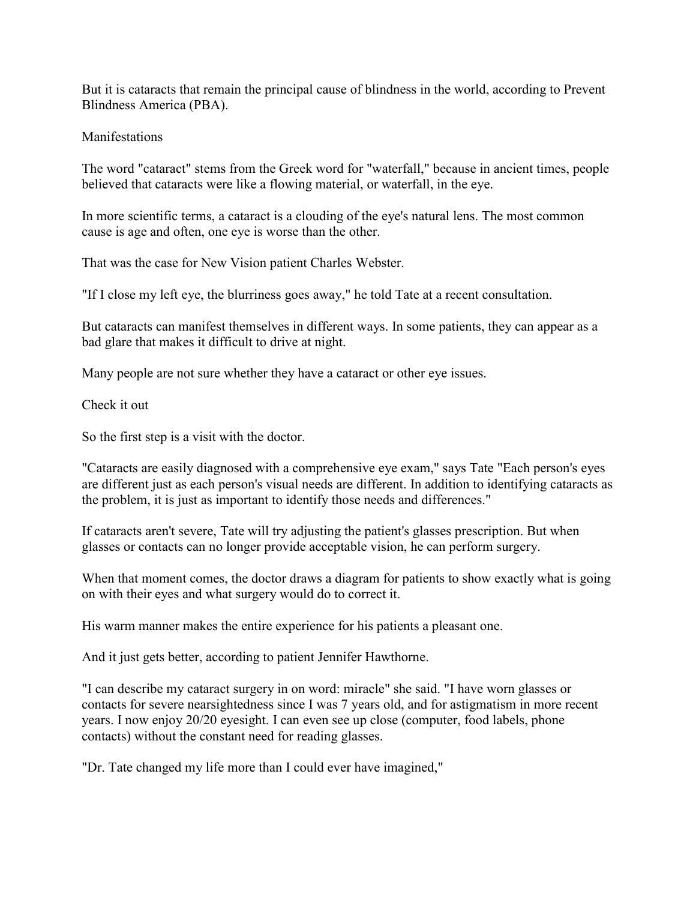But it is cataracts that remain the principal cause of blindness in the world, according to Prevent Blindness America (PBA).

## Manifestations

The word "cataract" stems from the Greek word for "waterfall," because in ancient times, people believed that cataracts were like a flowing material, or waterfall, in the eye.

In more scientific terms, a cataract is a clouding of the eye's natural lens. The most common cause is age and often, one eye is worse than the other.

That was the case for New Vision patient Charles Webster.

"If I close my left eye, the blurriness goes away," he told Tate at a recent consultation.

But cataracts can manifest themselves in different ways. In some patients, they can appear as a bad glare that makes it difficult to drive at night.

Many people are not sure whether they have a cataract or other eye issues.

## Check it out

So the first step is a visit with the doctor.

"Cataracts are easily diagnosed with a comprehensive eye exam," says Tate "Each person's eyes are different just as each person's visual needs are different. In addition to identifying cataracts as the problem, it is just as important to identify those needs and differences."

If cataracts aren't severe, Tate will try adjusting the patient's glasses prescription. But when glasses or contacts can no longer provide acceptable vision, he can perform surgery.

When that moment comes, the doctor draws a diagram for patients to show exactly what is going on with their eyes and what surgery would do to correct it.

His warm manner makes the entire experience for his patients a pleasant one.

And it just gets better, according to patient Jennifer Hawthorne.

"I can describe my cataract surgery in on word: miracle" she said. "I have worn glasses or contacts for severe nearsightedness since I was 7 years old, and for astigmatism in more recent years. I now enjoy 20/20 eyesight. I can even see up close (computer, food labels, phone contacts) without the constant need for reading glasses.

"Dr. Tate changed my life more than I could ever have imagined,"